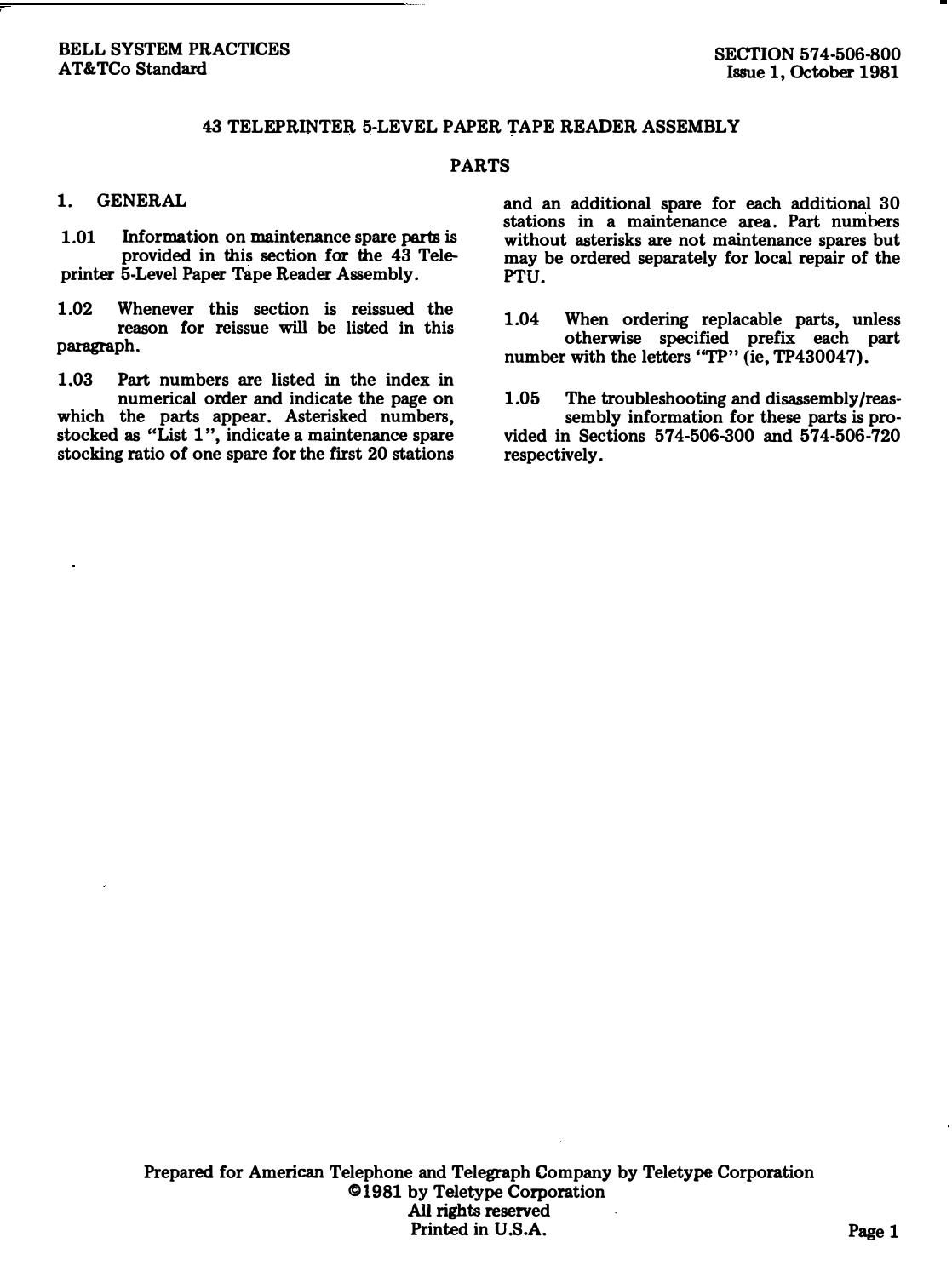BELL SYSTEM PRACTICES
AT&TCo Standard

SECTION 574-506-800
Issue 1, October 1981

# 43 TELEPRINTER 5-LEVEL PAPER TAPE READER ASSEMBLY

## PARTS

### 1. GENERAL

1.01 Information on maintenance spare parts is provided in this section for the 43 Teleprinter 5-Level Paper Tape Reader Assembly.

1.02 Whenever this section is reissued the reason for reissue will be listed in this paragraph.

1.03 Part numbers are listed in the index in numerical order and indicate the page on which the parts appear. Asterisked numbers, stocked as "List 1", indicate a maintenance spare stocking ratio of one spare for the first 20 stations and an additional spare for each additional 30 stations in a maintenance area. Part numbers without asterisks are not maintenance spares but may be ordered separately for local repair of the PTU.

1.04 When ordering replacable parts, unless otherwise specified prefix each part number with the letters "TP" (ie, TP430047).

1.05 The troubleshooting and disassembly/reassembly information for these parts is provided in Sections 574-506-300 and 574-506-720 respectively.

Prepared for American Telephone and Telegraph Company by Teletype Corporation
©1981 by Teletype Corporation
All rights reserved
Printed in U.S.A.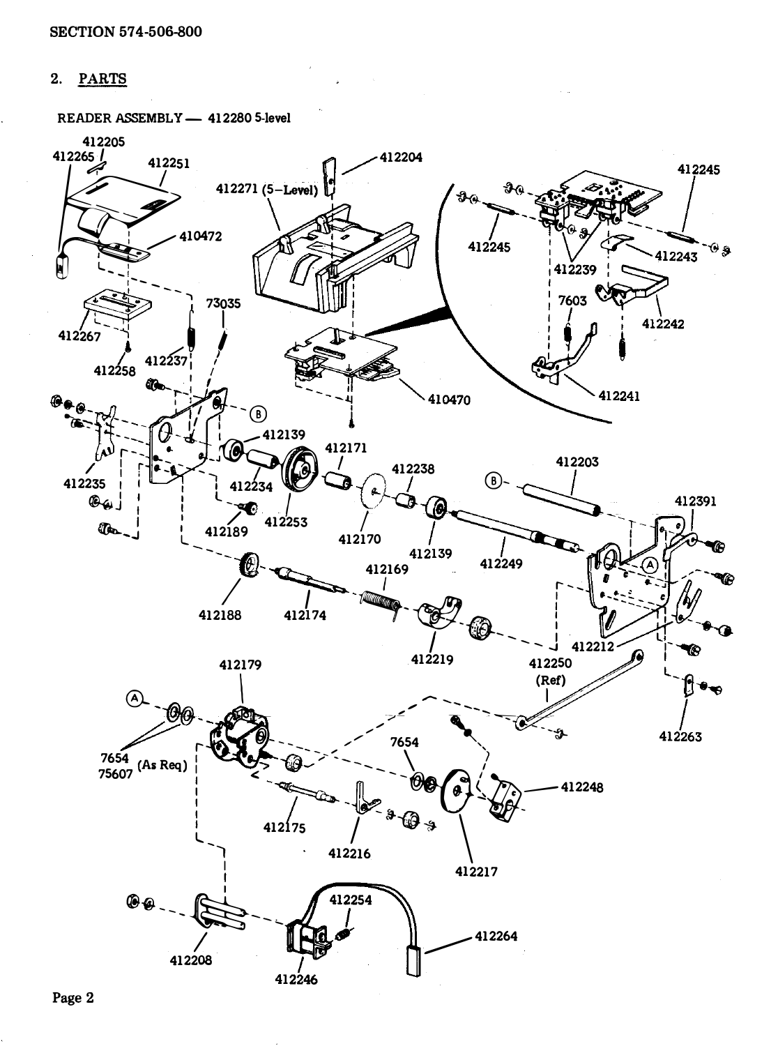## 2. PARTS

READER ASSEMBLY — 412280 5-level

412205
412265
412251
412204
412271 (5–Level)
412245
410472
412245
412239
412243
7603
412242
73035
412267
412237
412258
410470
412241
412139
412171
412203
412238
412235
412234
412253
412391
412189
412170
412139
412249
412169
412188
412174
412219
412212
412179
412250 (Ref)
412263
7654
7654
75607 (As Req)
412248
412175
412216
412217
412254
412264
412208
412246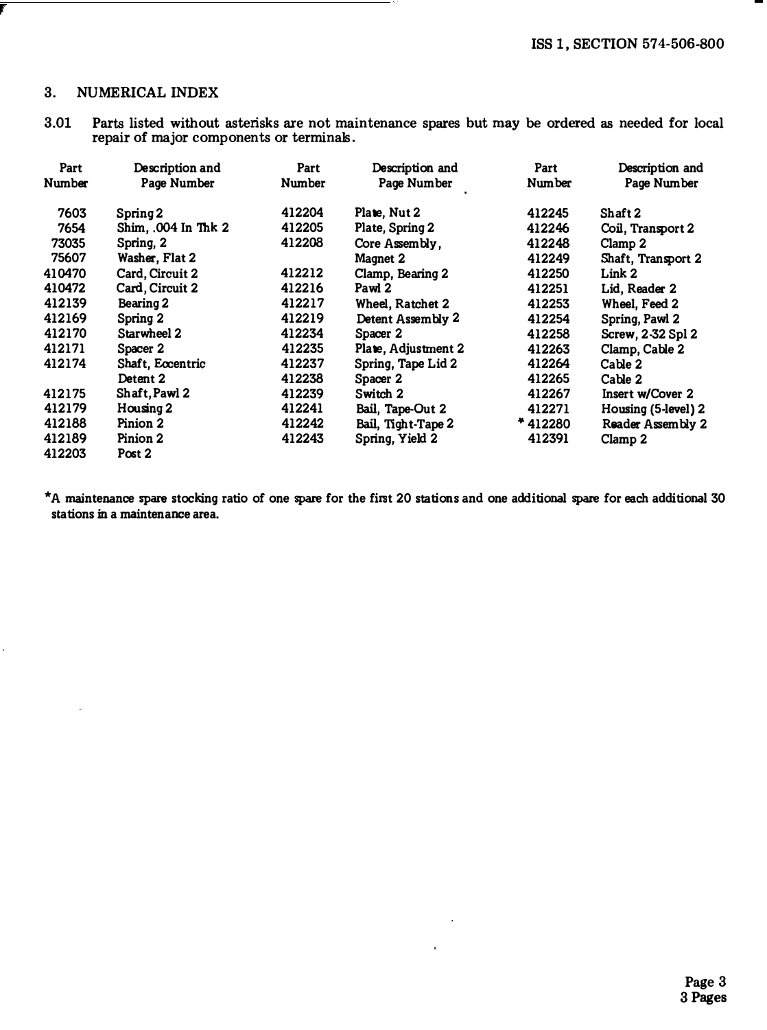## 3. NUMERICAL INDEX

3.01 Parts listed without asterisks are not maintenance spares but may be ordered as needed for local repair of major components or terminals.

| Part Number | Description and Page Number | Part Number | Description and Page Number | Part Number | Description and Page Number |
|---|---|---|---|---|---|
| 7603 | Spring 2 | 412204 | Plate, Nut 2 | 412245 | Shaft 2 |
| 7654 | Shim, .004 In Thk 2 | 412205 | Plate, Spring 2 | 412246 | Coil, Transport 2 |
| 73035 | Spring, 2 | 412208 | Core Assembly, Magnet 2 | 412248 | Clamp 2 |
| 75607 | Washer, Flat 2 | | | 412249 | Shaft, Transport 2 |
| 410470 | Card, Circuit 2 | 412212 | Clamp, Bearing 2 | 412250 | Link 2 |
| 410472 | Card, Circuit 2 | 412216 | Pawl 2 | 412251 | Lid, Reader 2 |
| 412139 | Bearing 2 | 412217 | Wheel, Ratchet 2 | 412253 | Wheel, Feed 2 |
| 412169 | Spring 2 | 412219 | Detent Assembly 2 | 412254 | Spring, Pawl 2 |
| 412170 | Starwheel 2 | 412234 | Spacer 2 | 412258 | Screw, 2-32 Spl 2 |
| 412171 | Spacer 2 | 412235 | Plate, Adjustment 2 | 412263 | Clamp, Cable 2 |
| 412174 | Shaft, Eccentric Detent 2 | 412237 | Spring, Tape Lid 2 | 412264 | Cable 2 |
| | | 412238 | Spacer 2 | 412265 | Cable 2 |
| 412175 | Shaft, Pawl 2 | 412239 | Switch 2 | 412267 | Insert w/Cover 2 |
| 412179 | Housing 2 | 412241 | Bail, Tape-Out 2 | 412271 | Housing (5-level) 2 |
| 412188 | Pinion 2 | 412242 | Bail, Tight-Tape 2 | * 412280 | Reader Assembly 2 |
| 412189 | Pinion 2 | 412243 | Spring, Yield 2 | 412391 | Clamp 2 |
| 412203 | Post 2 | | | | |

*A maintenance spare stocking ratio of one spare for the first 20 stations and one additional spare for each additional 30 stations in a maintenance area.